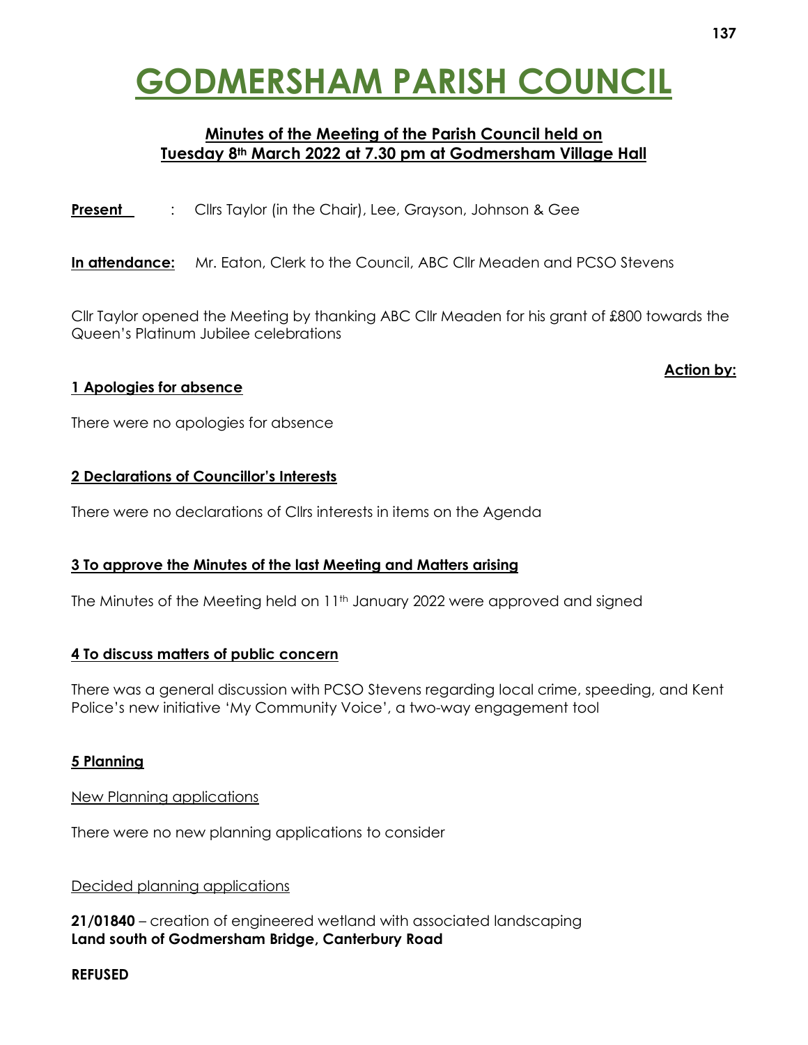# GODMERSHAM PARISH COUNCIL

## Minutes of the Meeting of the Parish Council held on Tuesday 8th March 2022 at 7.30 pm at Godmersham Village Hall

**Present** : Cllrs Taylor (in the Chair), Lee, Grayson, Johnson & Gee

**In attendance:** Mr. Eaton, Clerk to the Council, ABC Cllr Meaden and PCSO Stevens

Cllr Taylor opened the Meeting by thanking ABC Cllr Meaden for his grant of £800 towards the Queen's Platinum Jubilee celebrations

**Action by:**

### 1 Apologies for absence

There were no apologies for absence

### 2 Declarations of Councillor's Interests

There were no declarations of Cllrs interests in items on the Agenda

### 3 To approve the Minutes of the last Meeting and Matters arising

The Minutes of the Meeting held on 11th January 2022 were approved and signed

### 4 To discuss matters of public concern

There was a general discussion with PCSO Stevens regarding local crime, speeding, and Kent Police's new initiative 'My Community Voice', a two-way engagement tool

### 5 Planning

New Planning applications

There were no new planning applications to consider

Decided planning applications

**21/01840** – creation of engineered wetland with associated landscaping
**Land south of Godmersham Bridge, Canterbury Road**

**REFUSED**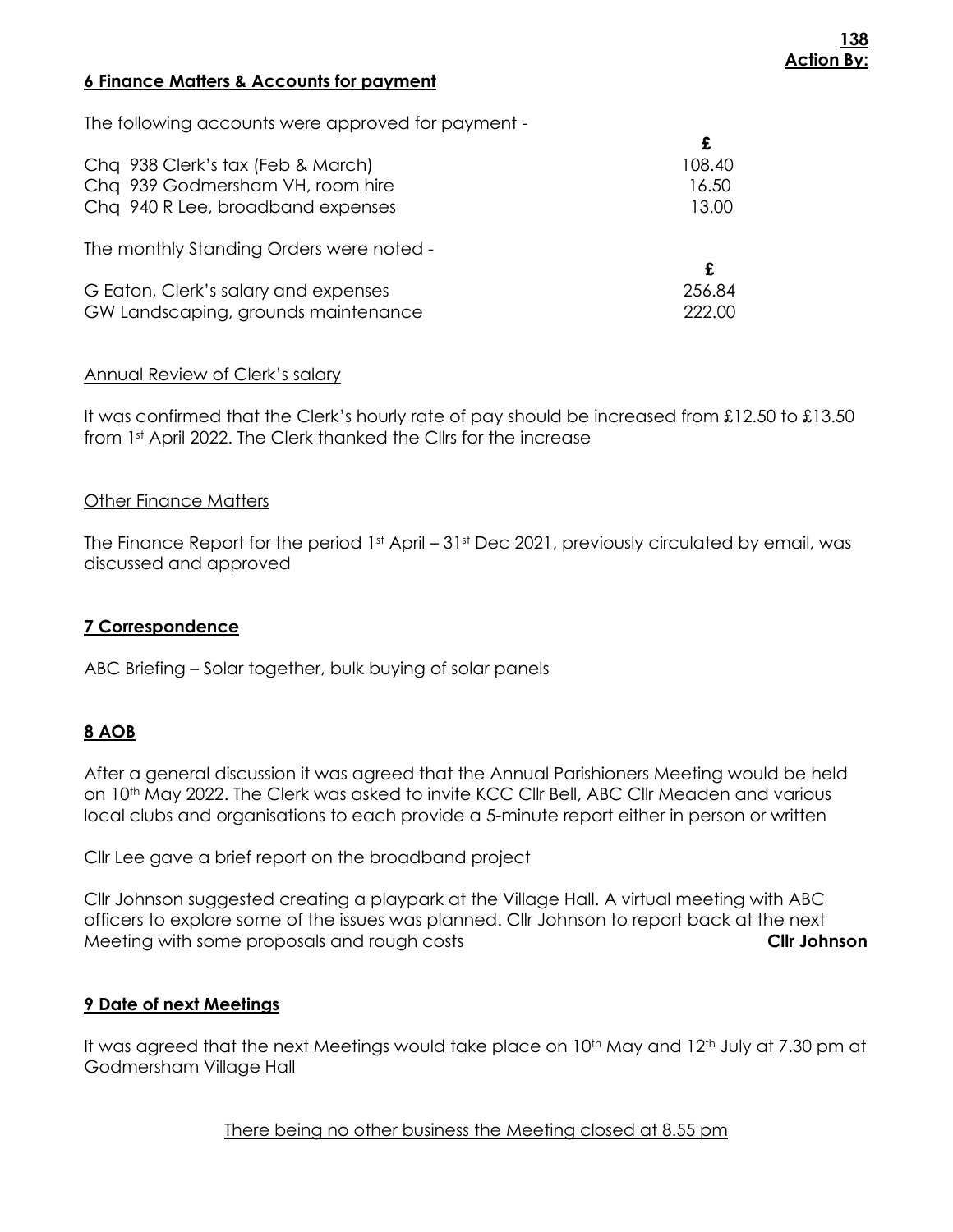**Action By:**

## 6 Finance Matters & Accounts for payment

The following accounts were approved for payment -

| | £ |
|---|---|
| Chq 938 Clerk's tax (Feb & March) | 108.40 |
| Chq 939 Godmersham VH, room hire | 16.50 |
| Chq 940 R Lee, broadband expenses | 13.00 |

The monthly Standing Orders were noted -

| | £ |
|---|---|
| G Eaton, Clerk's salary and expenses | 256.84 |
| GW Landscaping, grounds maintenance | 222.00 |

Annual Review of Clerk's salary

It was confirmed that the Clerk's hourly rate of pay should be increased from £12.50 to £13.50 from 1st April 2022. The Clerk thanked the Cllrs for the increase

Other Finance Matters

The Finance Report for the period 1st April – 31st Dec 2021, previously circulated by email, was discussed and approved

## 7 Correspondence

ABC Briefing – Solar together, bulk buying of solar panels

## 8 AOB

After a general discussion it was agreed that the Annual Parishioners Meeting would be held on 10th May 2022. The Clerk was asked to invite KCC Cllr Bell, ABC Cllr Meaden and various local clubs and organisations to each provide a 5-minute report either in person or written

Cllr Lee gave a brief report on the broadband project

Cllr Johnson suggested creating a playpark at the Village Hall. A virtual meeting with ABC officers to explore some of the issues was planned. Cllr Johnson to report back at the next Meeting with some proposals and rough costs **Cllr Johnson**

## 9 Date of next Meetings

It was agreed that the next Meetings would take place on 10th May and 12th July at 7.30 pm at Godmersham Village Hall

There being no other business the Meeting closed at 8.55 pm